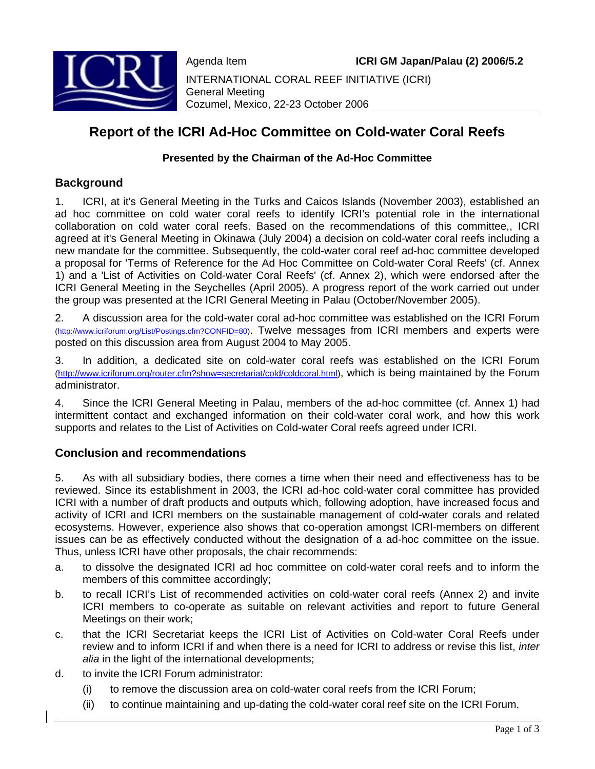Agenda Item **ICRI GM Japan/Palau (2) 2006/5.2**

INTERNATIONAL CORAL REEF INITIATIVE (ICRI)
General Meeting
Cozumel, Mexico, 22-23 October 2006

# Report of the ICRI Ad-Hoc Committee on Cold-water Coral Reefs

**Presented by the Chairman of the Ad-Hoc Committee**

## Background

1. ICRI, at it's General Meeting in the Turks and Caicos Islands (November 2003), established an ad hoc committee on cold water coral reefs to identify ICRI's potential role in the international collaboration on cold water coral reefs. Based on the recommendations of this committee,, ICRI agreed at it's General Meeting in Okinawa (July 2004) a decision on cold-water coral reefs including a new mandate for the committee. Subsequently, the cold-water coral reef ad-hoc committee developed a proposal for 'Terms of Reference for the Ad Hoc Committee on Cold-water Coral Reefs' (cf. Annex 1) and a 'List of Activities on Cold-water Coral Reefs' (cf. Annex 2), which were endorsed after the ICRI General Meeting in the Seychelles (April 2005). A progress report of the work carried out under the group was presented at the ICRI General Meeting in Palau (October/November 2005).

2. A discussion area for the cold-water coral ad-hoc committee was established on the ICRI Forum (http://www.icriforum.org/List/Postings.cfm?CONFID=80). Twelve messages from ICRI members and experts were posted on this discussion area from August 2004 to May 2005.

3. In addition, a dedicated site on cold-water coral reefs was established on the ICRI Forum (http://www.icriforum.org/router.cfm?show=secretariat/cold/coldcoral.html), which is being maintained by the Forum administrator.

4. Since the ICRI General Meeting in Palau, members of the ad-hoc committee (cf. Annex 1) had intermittent contact and exchanged information on their cold-water coral work, and how this work supports and relates to the List of Activities on Cold-water Coral reefs agreed under ICRI.

## Conclusion and recommendations

5. As with all subsidiary bodies, there comes a time when their need and effectiveness has to be reviewed. Since its establishment in 2003, the ICRI ad-hoc cold-water coral committee has provided ICRI with a number of draft products and outputs which, following adoption, have increased focus and activity of ICRI and ICRI members on the sustainable management of cold-water corals and related ecosystems. However, experience also shows that co-operation amongst ICRI-members on different issues can be as effectively conducted without the designation of a ad-hoc committee on the issue. Thus, unless ICRI have other proposals, the chair recommends:

a. to dissolve the designated ICRI ad hoc committee on cold-water coral reefs and to inform the members of this committee accordingly;

b. to recall ICRI's List of recommended activities on cold-water coral reefs (Annex 2) and invite ICRI members to co-operate as suitable on relevant activities and report to future General Meetings on their work;

c. that the ICRI Secretariat keeps the ICRI List of Activities on Cold-water Coral Reefs under review and to inform ICRI if and when there is a need for ICRI to address or revise this list, *inter alia* in the light of the international developments;

d. to invite the ICRI Forum administrator:
   - (i) to remove the discussion area on cold-water coral reefs from the ICRI Forum;
   - (ii) to continue maintaining and up-dating the cold-water coral reef site on the ICRI Forum.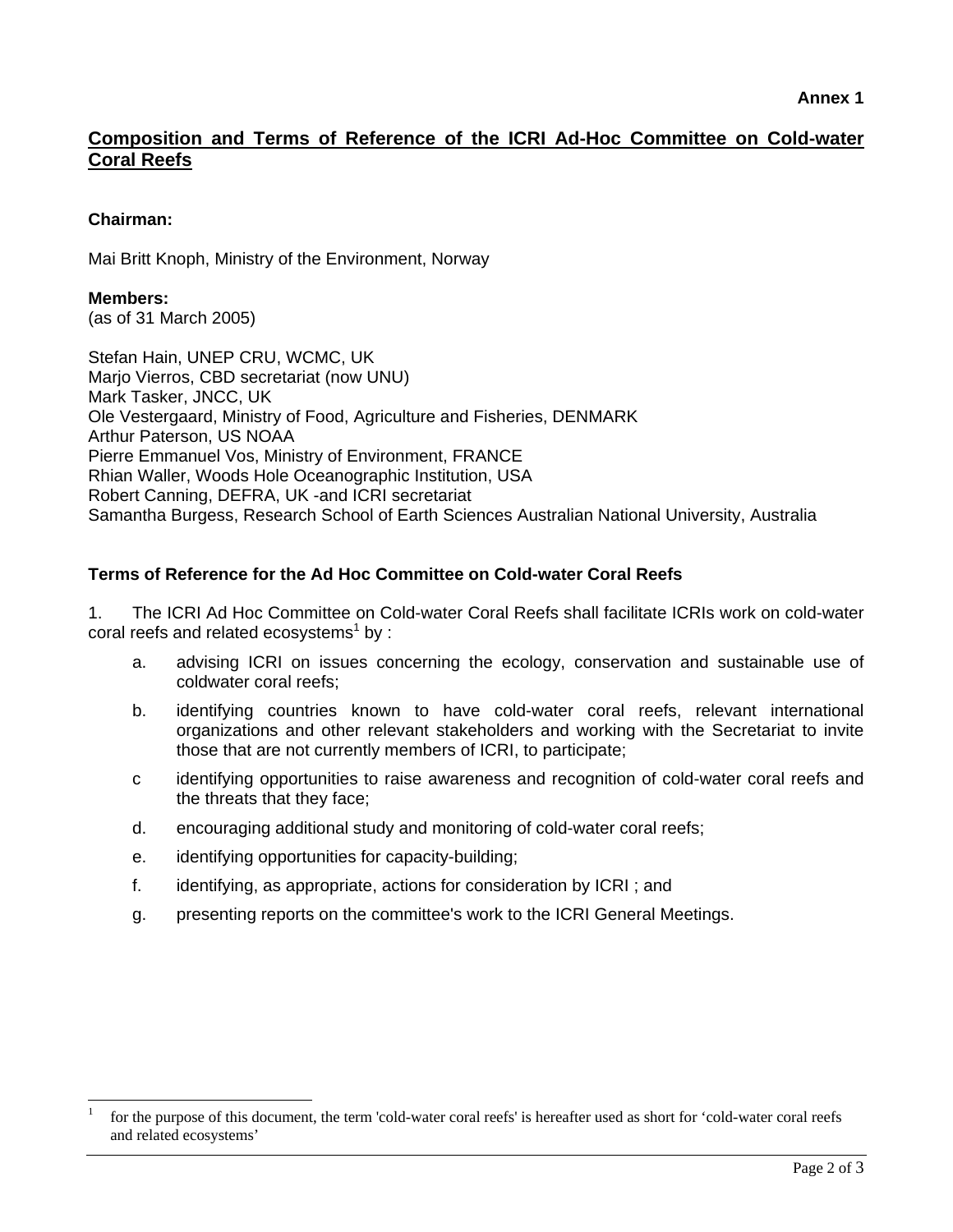**Annex 1**

## Composition and Terms of Reference of the ICRI Ad-Hoc Committee on Cold-water Coral Reefs

**Chairman:**

Mai Britt Knoph, Ministry of the Environment, Norway

**Members:**
(as of 31 March 2005)

Stefan Hain, UNEP CRU, WCMC, UK
Marjo Vierros, CBD secretariat (now UNU)
Mark Tasker, JNCC, UK
Ole Vestergaard, Ministry of Food, Agriculture and Fisheries, DENMARK
Arthur Paterson, US NOAA
Pierre Emmanuel Vos, Ministry of Environment, FRANCE
Rhian Waller, Woods Hole Oceanographic Institution, USA
Robert Canning, DEFRA, UK -and ICRI secretariat
Samantha Burgess, Research School of Earth Sciences Australian National University, Australia

### Terms of Reference for the Ad Hoc Committee on Cold-water Coral Reefs

1. The ICRI Ad Hoc Committee on Cold-water Coral Reefs shall facilitate ICRIs work on cold-water coral reefs and related ecosystems[1] by :

   a. advising ICRI on issues concerning the ecology, conservation and sustainable use of coldwater coral reefs;

   b. identifying countries known to have cold-water coral reefs, relevant international organizations and other relevant stakeholders and working with the Secretariat to invite those that are not currently members of ICRI, to participate;

   c identifying opportunities to raise awareness and recognition of cold-water coral reefs and the threats that they face;

   d. encouraging additional study and monitoring of cold-water coral reefs;

   e. identifying opportunities for capacity-building;

   f. identifying, as appropriate, actions for consideration by ICRI ; and

   g. presenting reports on the committee's work to the ICRI General Meetings.

---

[1] for the purpose of this document, the term 'cold-water coral reefs' is hereafter used as short for 'cold-water coral reefs and related ecosystems'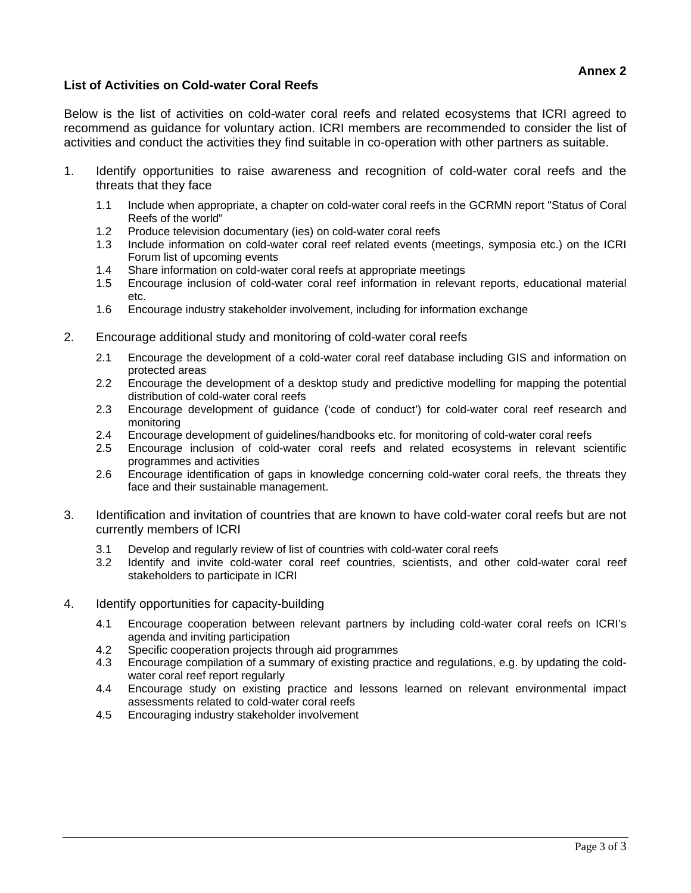**Annex 2**

**List of Activities on Cold-water Coral Reefs**

Below is the list of activities on cold-water coral reefs and related ecosystems that ICRI agreed to recommend as guidance for voluntary action. ICRI members are recommended to consider the list of activities and conduct the activities they find suitable in co-operation with other partners as suitable.

1. Identify opportunities to raise awareness and recognition of cold-water coral reefs and the threats that they face
   - 1.1 Include when appropriate, a chapter on cold-water coral reefs in the GCRMN report "Status of Coral Reefs of the world"
   - 1.2 Produce television documentary (ies) on cold-water coral reefs
   - 1.3 Include information on cold-water coral reef related events (meetings, symposia etc.) on the ICRI Forum list of upcoming events
   - 1.4 Share information on cold-water coral reefs at appropriate meetings
   - 1.5 Encourage inclusion of cold-water coral reef information in relevant reports, educational material etc.
   - 1.6 Encourage industry stakeholder involvement, including for information exchange

2. Encourage additional study and monitoring of cold-water coral reefs
   - 2.1 Encourage the development of a cold-water coral reef database including GIS and information on protected areas
   - 2.2 Encourage the development of a desktop study and predictive modelling for mapping the potential distribution of cold-water coral reefs
   - 2.3 Encourage development of guidance ('code of conduct') for cold-water coral reef research and monitoring
   - 2.4 Encourage development of guidelines/handbooks etc. for monitoring of cold-water coral reefs
   - 2.5 Encourage inclusion of cold-water coral reefs and related ecosystems in relevant scientific programmes and activities
   - 2.6 Encourage identification of gaps in knowledge concerning cold-water coral reefs, the threats they face and their sustainable management.

3. Identification and invitation of countries that are known to have cold-water coral reefs but are not currently members of ICRI
   - 3.1 Develop and regularly review of list of countries with cold-water coral reefs
   - 3.2 Identify and invite cold-water coral reef countries, scientists, and other cold-water coral reef stakeholders to participate in ICRI

4. Identify opportunities for capacity-building
   - 4.1 Encourage cooperation between relevant partners by including cold-water coral reefs on ICRI's agenda and inviting participation
   - 4.2 Specific cooperation projects through aid programmes
   - 4.3 Encourage compilation of a summary of existing practice and regulations, e.g. by updating the cold-water coral reef report regularly
   - 4.4 Encourage study on existing practice and lessons learned on relevant environmental impact assessments related to cold-water coral reefs
   - 4.5 Encouraging industry stakeholder involvement